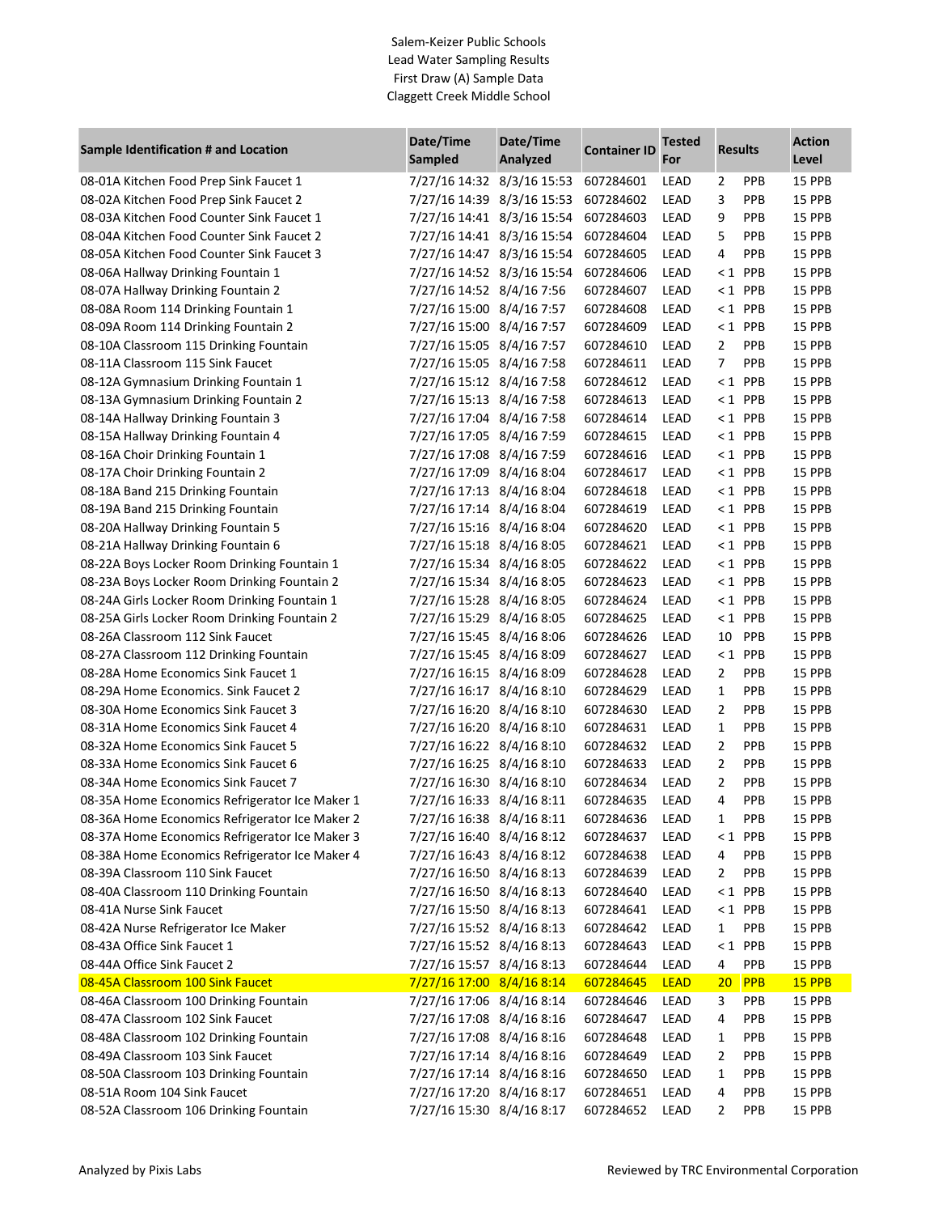Salem-Keizer Public Schools
Lead Water Sampling Results
First Draw (A) Sample Data
Claggett Creek Middle School

| Sample Identification # and Location | Date/Time Sampled | Date/Time Analyzed | Container ID | Tested For | Results | | Action Level |
|---|---|---|---|---|---|---|---|
| 08-01A Kitchen Food Prep Sink Faucet 1 | 7/27/16 14:32 | 8/3/16 15:53 | 607284601 | LEAD | 2 | PPB | 15 PPB |
| 08-02A Kitchen Food Prep Sink Faucet 2 | 7/27/16 14:39 | 8/3/16 15:53 | 607284602 | LEAD | 3 | PPB | 15 PPB |
| 08-03A Kitchen Food Counter Sink Faucet 1 | 7/27/16 14:41 | 8/3/16 15:54 | 607284603 | LEAD | 9 | PPB | 15 PPB |
| 08-04A Kitchen Food Counter Sink Faucet 2 | 7/27/16 14:41 | 8/3/16 15:54 | 607284604 | LEAD | 5 | PPB | 15 PPB |
| 08-05A Kitchen Food Counter Sink Faucet 3 | 7/27/16 14:47 | 8/3/16 15:54 | 607284605 | LEAD | 4 | PPB | 15 PPB |
| 08-06A Hallway Drinking Fountain 1 | 7/27/16 14:52 | 8/3/16 15:54 | 607284606 | LEAD | < 1 | PPB | 15 PPB |
| 08-07A Hallway Drinking Fountain 2 | 7/27/16 14:52 | 8/4/16 7:56 | 607284607 | LEAD | < 1 | PPB | 15 PPB |
| 08-08A Room 114 Drinking Fountain 1 | 7/27/16 15:00 | 8/4/16 7:57 | 607284608 | LEAD | < 1 | PPB | 15 PPB |
| 08-09A Room 114 Drinking Fountain 2 | 7/27/16 15:00 | 8/4/16 7:57 | 607284609 | LEAD | < 1 | PPB | 15 PPB |
| 08-10A Classroom 115 Drinking Fountain | 7/27/16 15:05 | 8/4/16 7:57 | 607284610 | LEAD | 2 | PPB | 15 PPB |
| 08-11A Classroom 115 Sink Faucet | 7/27/16 15:05 | 8/4/16 7:58 | 607284611 | LEAD | 7 | PPB | 15 PPB |
| 08-12A Gymnasium Drinking Fountain 1 | 7/27/16 15:12 | 8/4/16 7:58 | 607284612 | LEAD | < 1 | PPB | 15 PPB |
| 08-13A Gymnasium Drinking Fountain 2 | 7/27/16 15:13 | 8/4/16 7:58 | 607284613 | LEAD | < 1 | PPB | 15 PPB |
| 08-14A Hallway Drinking Fountain 3 | 7/27/16 17:04 | 8/4/16 7:58 | 607284614 | LEAD | < 1 | PPB | 15 PPB |
| 08-15A Hallway Drinking Fountain 4 | 7/27/16 17:05 | 8/4/16 7:59 | 607284615 | LEAD | < 1 | PPB | 15 PPB |
| 08-16A Choir Drinking Fountain 1 | 7/27/16 17:08 | 8/4/16 7:59 | 607284616 | LEAD | < 1 | PPB | 15 PPB |
| 08-17A Choir Drinking Fountain 2 | 7/27/16 17:09 | 8/4/16 8:04 | 607284617 | LEAD | < 1 | PPB | 15 PPB |
| 08-18A Band 215 Drinking Fountain | 7/27/16 17:13 | 8/4/16 8:04 | 607284618 | LEAD | < 1 | PPB | 15 PPB |
| 08-19A Band 215 Drinking Fountain | 7/27/16 17:14 | 8/4/16 8:04 | 607284619 | LEAD | < 1 | PPB | 15 PPB |
| 08-20A Hallway Drinking Fountain 5 | 7/27/16 15:16 | 8/4/16 8:04 | 607284620 | LEAD | < 1 | PPB | 15 PPB |
| 08-21A Hallway Drinking Fountain 6 | 7/27/16 15:18 | 8/4/16 8:05 | 607284621 | LEAD | < 1 | PPB | 15 PPB |
| 08-22A Boys Locker Room Drinking Fountain 1 | 7/27/16 15:34 | 8/4/16 8:05 | 607284622 | LEAD | < 1 | PPB | 15 PPB |
| 08-23A Boys Locker Room Drinking Fountain 2 | 7/27/16 15:34 | 8/4/16 8:05 | 607284623 | LEAD | < 1 | PPB | 15 PPB |
| 08-24A Girls Locker Room Drinking Fountain 1 | 7/27/16 15:28 | 8/4/16 8:05 | 607284624 | LEAD | < 1 | PPB | 15 PPB |
| 08-25A Girls Locker Room Drinking Fountain 2 | 7/27/16 15:29 | 8/4/16 8:05 | 607284625 | LEAD | < 1 | PPB | 15 PPB |
| 08-26A Classroom 112 Sink Faucet | 7/27/16 15:45 | 8/4/16 8:06 | 607284626 | LEAD | 10 | PPB | 15 PPB |
| 08-27A Classroom 112 Drinking Fountain | 7/27/16 15:45 | 8/4/16 8:09 | 607284627 | LEAD | < 1 | PPB | 15 PPB |
| 08-28A Home Economics Sink Faucet 1 | 7/27/16 16:15 | 8/4/16 8:09 | 607284628 | LEAD | 2 | PPB | 15 PPB |
| 08-29A Home Economics. Sink Faucet 2 | 7/27/16 16:17 | 8/4/16 8:10 | 607284629 | LEAD | 1 | PPB | 15 PPB |
| 08-30A Home Economics Sink Faucet 3 | 7/27/16 16:20 | 8/4/16 8:10 | 607284630 | LEAD | 2 | PPB | 15 PPB |
| 08-31A Home Economics Sink Faucet 4 | 7/27/16 16:20 | 8/4/16 8:10 | 607284631 | LEAD | 1 | PPB | 15 PPB |
| 08-32A Home Economics Sink Faucet 5 | 7/27/16 16:22 | 8/4/16 8:10 | 607284632 | LEAD | 2 | PPB | 15 PPB |
| 08-33A Home Economics Sink Faucet 6 | 7/27/16 16:25 | 8/4/16 8:10 | 607284633 | LEAD | 2 | PPB | 15 PPB |
| 08-34A Home Economics Sink Faucet 7 | 7/27/16 16:30 | 8/4/16 8:10 | 607284634 | LEAD | 2 | PPB | 15 PPB |
| 08-35A Home Economics Refrigerator Ice Maker 1 | 7/27/16 16:33 | 8/4/16 8:11 | 607284635 | LEAD | 4 | PPB | 15 PPB |
| 08-36A Home Economics Refrigerator Ice Maker 2 | 7/27/16 16:38 | 8/4/16 8:11 | 607284636 | LEAD | 1 | PPB | 15 PPB |
| 08-37A Home Economics Refrigerator Ice Maker 3 | 7/27/16 16:40 | 8/4/16 8:12 | 607284637 | LEAD | < 1 | PPB | 15 PPB |
| 08-38A Home Economics Refrigerator Ice Maker 4 | 7/27/16 16:43 | 8/4/16 8:12 | 607284638 | LEAD | 4 | PPB | 15 PPB |
| 08-39A Classroom 110 Sink Faucet | 7/27/16 16:50 | 8/4/16 8:13 | 607284639 | LEAD | 2 | PPB | 15 PPB |
| 08-40A Classroom 110 Drinking Fountain | 7/27/16 16:50 | 8/4/16 8:13 | 607284640 | LEAD | < 1 | PPB | 15 PPB |
| 08-41A Nurse Sink Faucet | 7/27/16 15:50 | 8/4/16 8:13 | 607284641 | LEAD | < 1 | PPB | 15 PPB |
| 08-42A Nurse Refrigerator Ice Maker | 7/27/16 15:52 | 8/4/16 8:13 | 607284642 | LEAD | 1 | PPB | 15 PPB |
| 08-43A Office Sink Faucet 1 | 7/27/16 15:52 | 8/4/16 8:13 | 607284643 | LEAD | < 1 | PPB | 15 PPB |
| 08-44A Office Sink Faucet 2 | 7/27/16 15:57 | 8/4/16 8:13 | 607284644 | LEAD | 4 | PPB | 15 PPB |
| 08-45A Classroom 100 Sink Faucet | 7/27/16 17:00 | 8/4/16 8:14 | 607284645 | LEAD | 20 | PPB | 15 PPB |
| 08-46A Classroom 100 Drinking Fountain | 7/27/16 17:06 | 8/4/16 8:14 | 607284646 | LEAD | 3 | PPB | 15 PPB |
| 08-47A Classroom 102 Sink Faucet | 7/27/16 17:08 | 8/4/16 8:16 | 607284647 | LEAD | 4 | PPB | 15 PPB |
| 08-48A Classroom 102 Drinking Fountain | 7/27/16 17:08 | 8/4/16 8:16 | 607284648 | LEAD | 1 | PPB | 15 PPB |
| 08-49A Classroom 103 Sink Faucet | 7/27/16 17:14 | 8/4/16 8:16 | 607284649 | LEAD | 2 | PPB | 15 PPB |
| 08-50A Classroom 103 Drinking Fountain | 7/27/16 17:14 | 8/4/16 8:16 | 607284650 | LEAD | 1 | PPB | 15 PPB |
| 08-51A Room 104 Sink Faucet | 7/27/16 17:20 | 8/4/16 8:17 | 607284651 | LEAD | 4 | PPB | 15 PPB |
| 08-52A Classroom 106 Drinking Fountain | 7/27/16 15:30 | 8/4/16 8:17 | 607284652 | LEAD | 2 | PPB | 15 PPB |

Analyzed by Pixis Labs

Reviewed by TRC Environmental Corporation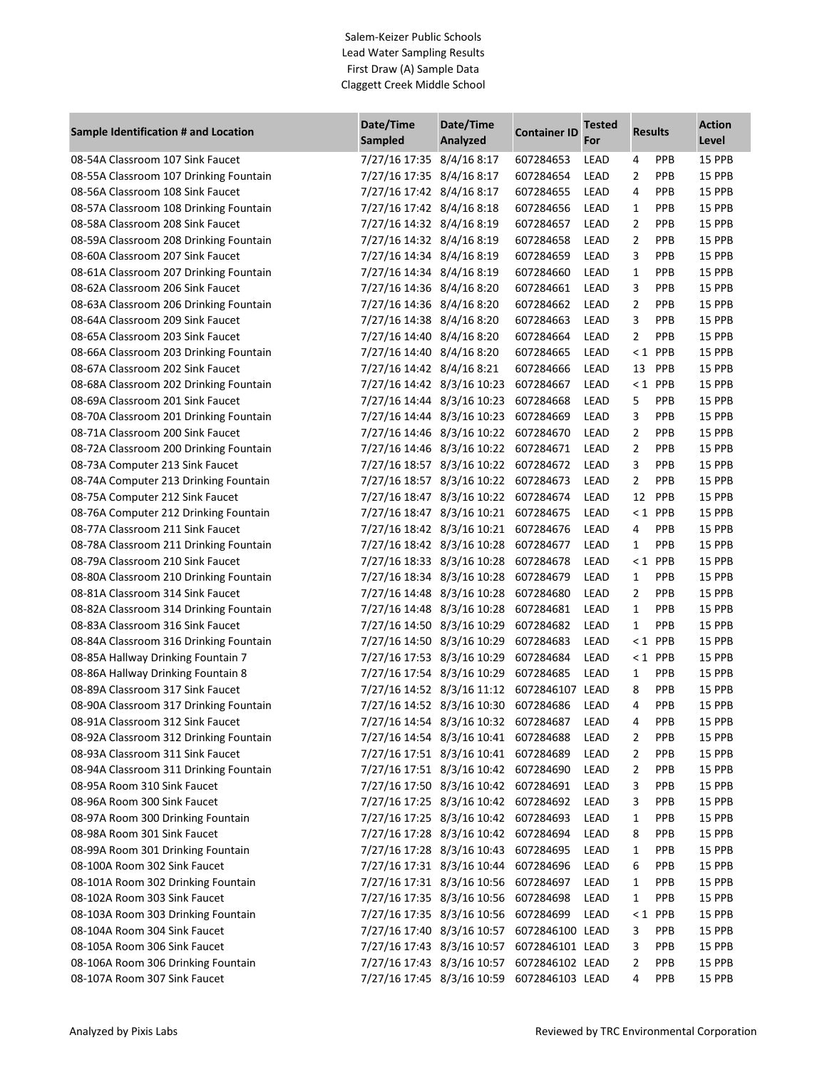Salem-Keizer Public Schools
Lead Water Sampling Results
First Draw (A) Sample Data
Claggett Creek Middle School

| Sample Identification # and Location | Date/Time Sampled | Date/Time Analyzed | Container ID | Tested For | Results | | Action Level |
|---|---|---|---|---|---|---|---|
| 08-54A Classroom 107 Sink Faucet | 7/27/16 17:35 | 8/4/16 8:17 | 607284653 | LEAD | 4 | PPB | 15 PPB |
| 08-55A Classroom 107 Drinking Fountain | 7/27/16 17:35 | 8/4/16 8:17 | 607284654 | LEAD | 2 | PPB | 15 PPB |
| 08-56A Classroom 108 Sink Faucet | 7/27/16 17:42 | 8/4/16 8:17 | 607284655 | LEAD | 4 | PPB | 15 PPB |
| 08-57A Classroom 108 Drinking Fountain | 7/27/16 17:42 | 8/4/16 8:18 | 607284656 | LEAD | 1 | PPB | 15 PPB |
| 08-58A Classroom 208 Sink Faucet | 7/27/16 14:32 | 8/4/16 8:19 | 607284657 | LEAD | 2 | PPB | 15 PPB |
| 08-59A Classroom 208 Drinking Fountain | 7/27/16 14:32 | 8/4/16 8:19 | 607284658 | LEAD | 2 | PPB | 15 PPB |
| 08-60A Classroom 207 Sink Faucet | 7/27/16 14:34 | 8/4/16 8:19 | 607284659 | LEAD | 3 | PPB | 15 PPB |
| 08-61A Classroom 207 Drinking Fountain | 7/27/16 14:34 | 8/4/16 8:19 | 607284660 | LEAD | 1 | PPB | 15 PPB |
| 08-62A Classroom 206 Sink Faucet | 7/27/16 14:36 | 8/4/16 8:20 | 607284661 | LEAD | 3 | PPB | 15 PPB |
| 08-63A Classroom 206 Drinking Fountain | 7/27/16 14:36 | 8/4/16 8:20 | 607284662 | LEAD | 2 | PPB | 15 PPB |
| 08-64A Classroom 209 Sink Faucet | 7/27/16 14:38 | 8/4/16 8:20 | 607284663 | LEAD | 3 | PPB | 15 PPB |
| 08-65A Classroom 203 Sink Faucet | 7/27/16 14:40 | 8/4/16 8:20 | 607284664 | LEAD | 2 | PPB | 15 PPB |
| 08-66A Classroom 203 Drinking Fountain | 7/27/16 14:40 | 8/4/16 8:20 | 607284665 | LEAD | < 1 | PPB | 15 PPB |
| 08-67A Classroom 202 Sink Faucet | 7/27/16 14:42 | 8/4/16 8:21 | 607284666 | LEAD | 13 | PPB | 15 PPB |
| 08-68A Classroom 202 Drinking Fountain | 7/27/16 14:42 | 8/3/16 10:23 | 607284667 | LEAD | < 1 | PPB | 15 PPB |
| 08-69A Classroom 201 Sink Faucet | 7/27/16 14:44 | 8/3/16 10:23 | 607284668 | LEAD | 5 | PPB | 15 PPB |
| 08-70A Classroom 201 Drinking Fountain | 7/27/16 14:44 | 8/3/16 10:23 | 607284669 | LEAD | 3 | PPB | 15 PPB |
| 08-71A Classroom 200 Sink Faucet | 7/27/16 14:46 | 8/3/16 10:22 | 607284670 | LEAD | 2 | PPB | 15 PPB |
| 08-72A Classroom 200 Drinking Fountain | 7/27/16 14:46 | 8/3/16 10:22 | 607284671 | LEAD | 2 | PPB | 15 PPB |
| 08-73A Computer 213 Sink Faucet | 7/27/16 18:57 | 8/3/16 10:22 | 607284672 | LEAD | 3 | PPB | 15 PPB |
| 08-74A Computer 213 Drinking Fountain | 7/27/16 18:57 | 8/3/16 10:22 | 607284673 | LEAD | 2 | PPB | 15 PPB |
| 08-75A Computer 212 Sink Faucet | 7/27/16 18:47 | 8/3/16 10:22 | 607284674 | LEAD | 12 | PPB | 15 PPB |
| 08-76A Computer 212 Drinking Fountain | 7/27/16 18:47 | 8/3/16 10:21 | 607284675 | LEAD | < 1 | PPB | 15 PPB |
| 08-77A Classroom 211 Sink Faucet | 7/27/16 18:42 | 8/3/16 10:21 | 607284676 | LEAD | 4 | PPB | 15 PPB |
| 08-78A Classroom 211 Drinking Fountain | 7/27/16 18:42 | 8/3/16 10:28 | 607284677 | LEAD | 1 | PPB | 15 PPB |
| 08-79A Classroom 210 Sink Faucet | 7/27/16 18:33 | 8/3/16 10:28 | 607284678 | LEAD | < 1 | PPB | 15 PPB |
| 08-80A Classroom 210 Drinking Fountain | 7/27/16 18:34 | 8/3/16 10:28 | 607284679 | LEAD | 1 | PPB | 15 PPB |
| 08-81A Classroom 314 Sink Faucet | 7/27/16 14:48 | 8/3/16 10:28 | 607284680 | LEAD | 2 | PPB | 15 PPB |
| 08-82A Classroom 314 Drinking Fountain | 7/27/16 14:48 | 8/3/16 10:28 | 607284681 | LEAD | 1 | PPB | 15 PPB |
| 08-83A Classroom 316 Sink Faucet | 7/27/16 14:50 | 8/3/16 10:29 | 607284682 | LEAD | 1 | PPB | 15 PPB |
| 08-84A Classroom 316 Drinking Fountain | 7/27/16 14:50 | 8/3/16 10:29 | 607284683 | LEAD | < 1 | PPB | 15 PPB |
| 08-85A Hallway Drinking Fountain 7 | 7/27/16 17:53 | 8/3/16 10:29 | 607284684 | LEAD | < 1 | PPB | 15 PPB |
| 08-86A Hallway Drinking Fountain 8 | 7/27/16 17:54 | 8/3/16 10:29 | 607284685 | LEAD | 1 | PPB | 15 PPB |
| 08-89A Classroom 317 Sink Faucet | 7/27/16 14:52 | 8/3/16 11:12 | 6072846107 | LEAD | 8 | PPB | 15 PPB |
| 08-90A Classroom 317 Drinking Fountain | 7/27/16 14:52 | 8/3/16 10:30 | 607284686 | LEAD | 4 | PPB | 15 PPB |
| 08-91A Classroom 312 Sink Faucet | 7/27/16 14:54 | 8/3/16 10:32 | 607284687 | LEAD | 4 | PPB | 15 PPB |
| 08-92A Classroom 312 Drinking Fountain | 7/27/16 14:54 | 8/3/16 10:41 | 607284688 | LEAD | 2 | PPB | 15 PPB |
| 08-93A Classroom 311 Sink Faucet | 7/27/16 17:51 | 8/3/16 10:41 | 607284689 | LEAD | 2 | PPB | 15 PPB |
| 08-94A Classroom 311 Drinking Fountain | 7/27/16 17:51 | 8/3/16 10:42 | 607284690 | LEAD | 2 | PPB | 15 PPB |
| 08-95A Room 310 Sink Faucet | 7/27/16 17:50 | 8/3/16 10:42 | 607284691 | LEAD | 3 | PPB | 15 PPB |
| 08-96A Room 300 Sink Faucet | 7/27/16 17:25 | 8/3/16 10:42 | 607284692 | LEAD | 3 | PPB | 15 PPB |
| 08-97A Room 300 Drinking Fountain | 7/27/16 17:25 | 8/3/16 10:42 | 607284693 | LEAD | 1 | PPB | 15 PPB |
| 08-98A Room 301 Sink Faucet | 7/27/16 17:28 | 8/3/16 10:42 | 607284694 | LEAD | 8 | PPB | 15 PPB |
| 08-99A Room 301 Drinking Fountain | 7/27/16 17:28 | 8/3/16 10:43 | 607284695 | LEAD | 1 | PPB | 15 PPB |
| 08-100A Room 302 Sink Faucet | 7/27/16 17:31 | 8/3/16 10:44 | 607284696 | LEAD | 6 | PPB | 15 PPB |
| 08-101A Room 302 Drinking Fountain | 7/27/16 17:31 | 8/3/16 10:56 | 607284697 | LEAD | 1 | PPB | 15 PPB |
| 08-102A Room 303 Sink Faucet | 7/27/16 17:35 | 8/3/16 10:56 | 607284698 | LEAD | 1 | PPB | 15 PPB |
| 08-103A Room 303 Drinking Fountain | 7/27/16 17:35 | 8/3/16 10:56 | 607284699 | LEAD | < 1 | PPB | 15 PPB |
| 08-104A Room 304 Sink Faucet | 7/27/16 17:40 | 8/3/16 10:57 | 6072846100 | LEAD | 3 | PPB | 15 PPB |
| 08-105A Room 306 Sink Faucet | 7/27/16 17:43 | 8/3/16 10:57 | 6072846101 | LEAD | 3 | PPB | 15 PPB |
| 08-106A Room 306 Drinking Fountain | 7/27/16 17:43 | 8/3/16 10:57 | 6072846102 | LEAD | 2 | PPB | 15 PPB |
| 08-107A Room 307 Sink Faucet | 7/27/16 17:45 | 8/3/16 10:59 | 6072846103 | LEAD | 4 | PPB | 15 PPB |

Analyzed by Pixis Labs | Reviewed by TRC Environmental Corporation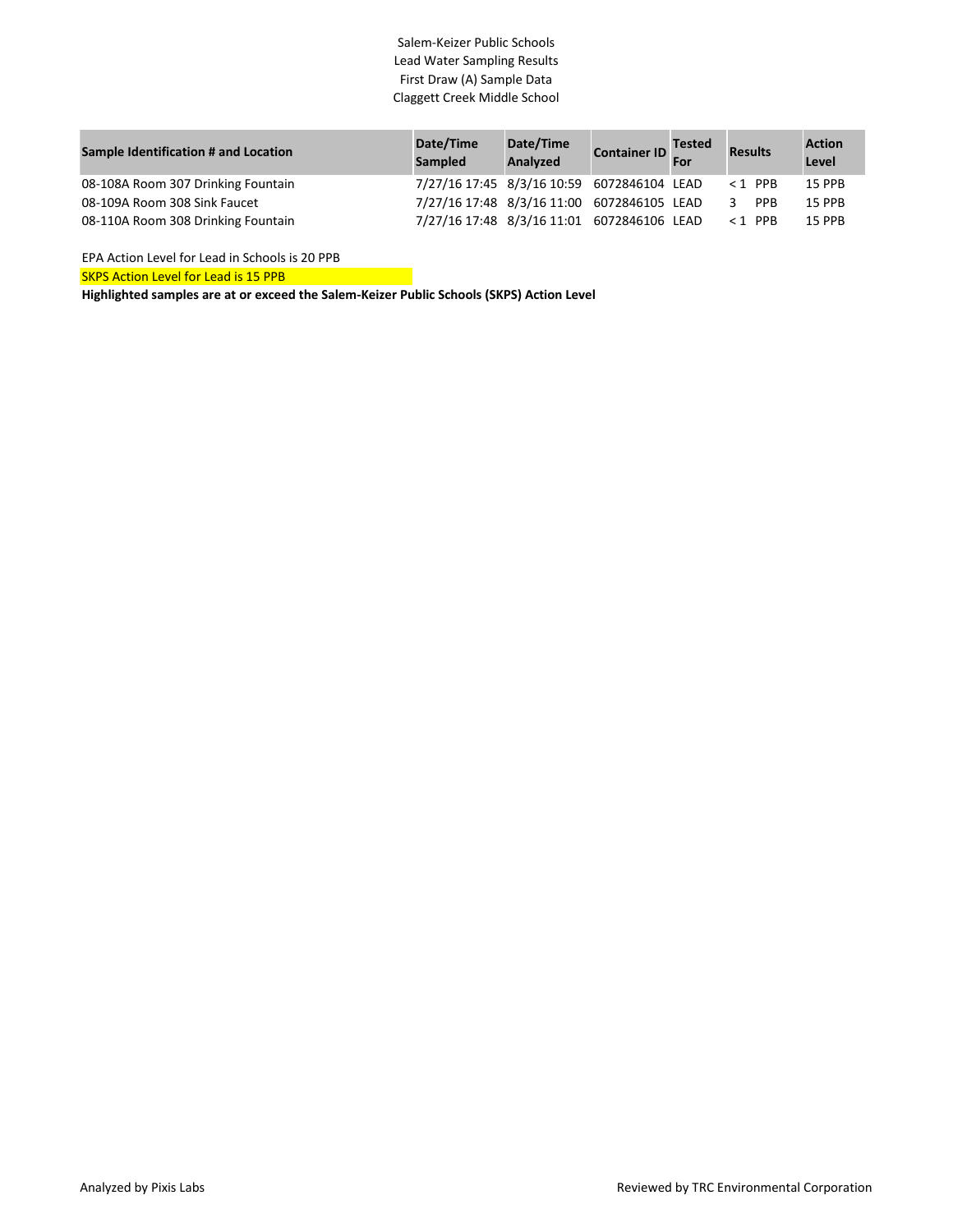Salem-Keizer Public Schools
Lead Water Sampling Results
First Draw (A) Sample Data
Claggett Creek Middle School

| Sample Identification # and Location | Date/Time Sampled | Date/Time Analyzed | Container ID | Tested For | Results | Action Level |
|---|---|---|---|---|---|---|
| 08-108A Room 307 Drinking Fountain | 7/27/16 17:45 | 8/3/16 10:59 | 6072846104 | LEAD | < 1 PPB | 15 PPB |
| 08-109A Room 308 Sink Faucet | 7/27/16 17:48 | 8/3/16 11:00 | 6072846105 | LEAD | 3 PPB | 15 PPB |
| 08-110A Room 308 Drinking Fountain | 7/27/16 17:48 | 8/3/16 11:01 | 6072846106 | LEAD | < 1 PPB | 15 PPB |

EPA Action Level for Lead in Schools is 20 PPB

SKPS Action Level for Lead is 15 PPB

**Highlighted samples are at or exceed the Salem-Keizer Public Schools (SKPS) Action Level**

Analyzed by Pixis Labs

Reviewed by TRC Environmental Corporation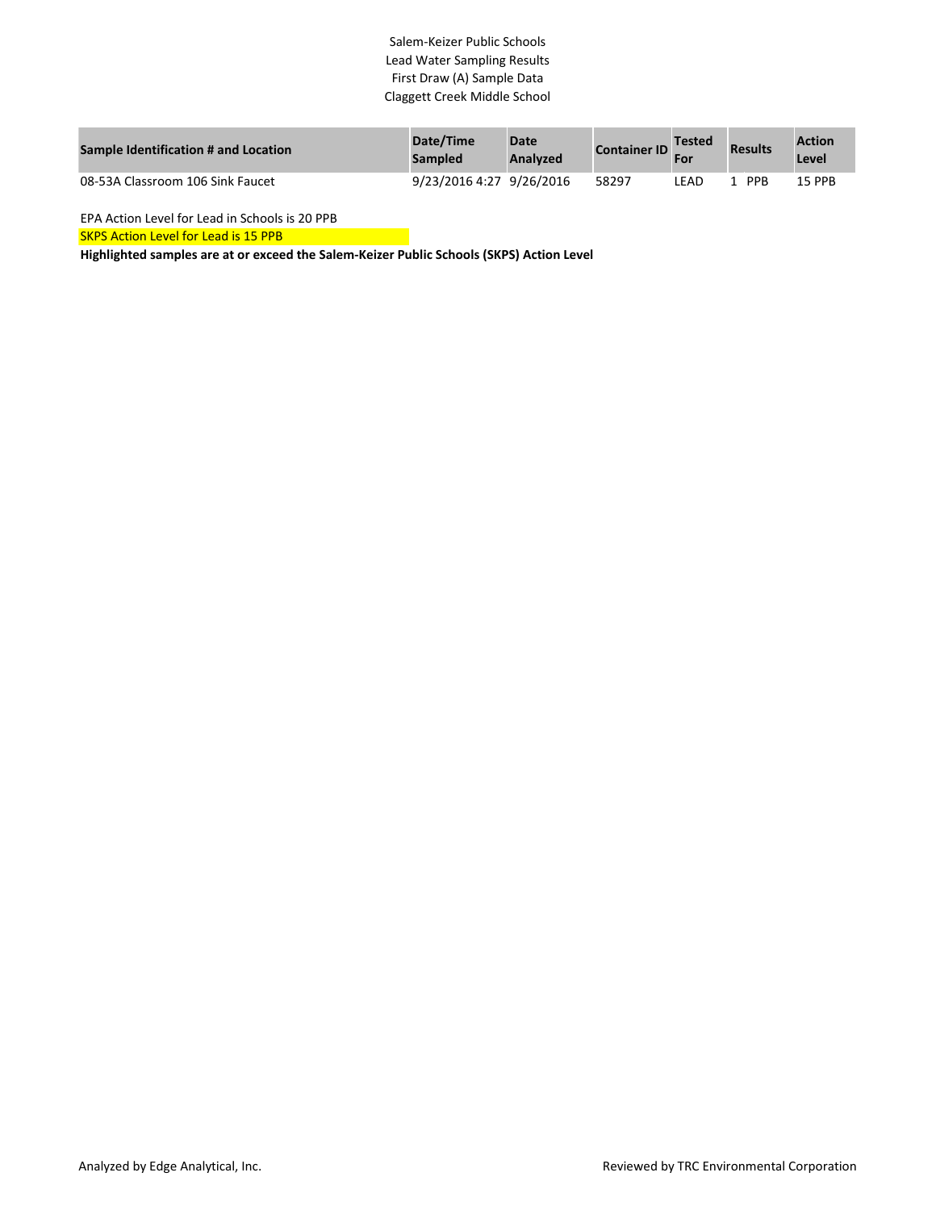Salem-Keizer Public Schools
Lead Water Sampling Results
First Draw (A) Sample Data
Claggett Creek Middle School

| Sample Identification # and Location | Date/Time Sampled | Date Analyzed | Container ID | Tested For | Results | Action Level |
|---|---|---|---|---|---|---|
| 08-53A Classroom 106 Sink Faucet | 9/23/2016 4:27 | 9/26/2016 | 58297 | LEAD | 1 PPB | 15 PPB |

EPA Action Level for Lead in Schools is 20 PPB

SKPS Action Level for Lead is 15 PPB

**Highlighted samples are at or exceed the Salem-Keizer Public Schools (SKPS) Action Level**

Analyzed by Edge Analytical, Inc.

Reviewed by TRC Environmental Corporation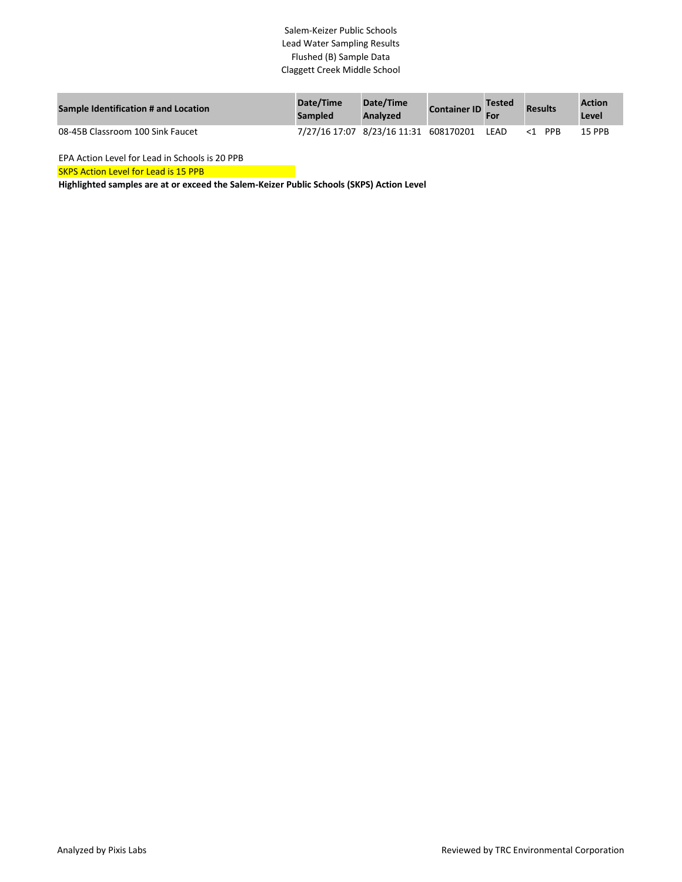Salem-Keizer Public Schools
Lead Water Sampling Results
Flushed (B) Sample Data
Claggett Creek Middle School

| Sample Identification # and Location | Date/Time Sampled | Date/Time Analyzed | Container ID | Tested For | Results | Action Level |
|---|---|---|---|---|---|---|
| 08-45B Classroom 100 Sink Faucet | 7/27/16 17:07 | 8/23/16 11:31 | 608170201 | LEAD | <1 PPB | 15 PPB |

EPA Action Level for Lead in Schools is 20 PPB

SKPS Action Level for Lead is 15 PPB

**Highlighted samples are at or exceed the Salem-Keizer Public Schools (SKPS) Action Level**

Analyzed by Pixis Labs

Reviewed by TRC Environmental Corporation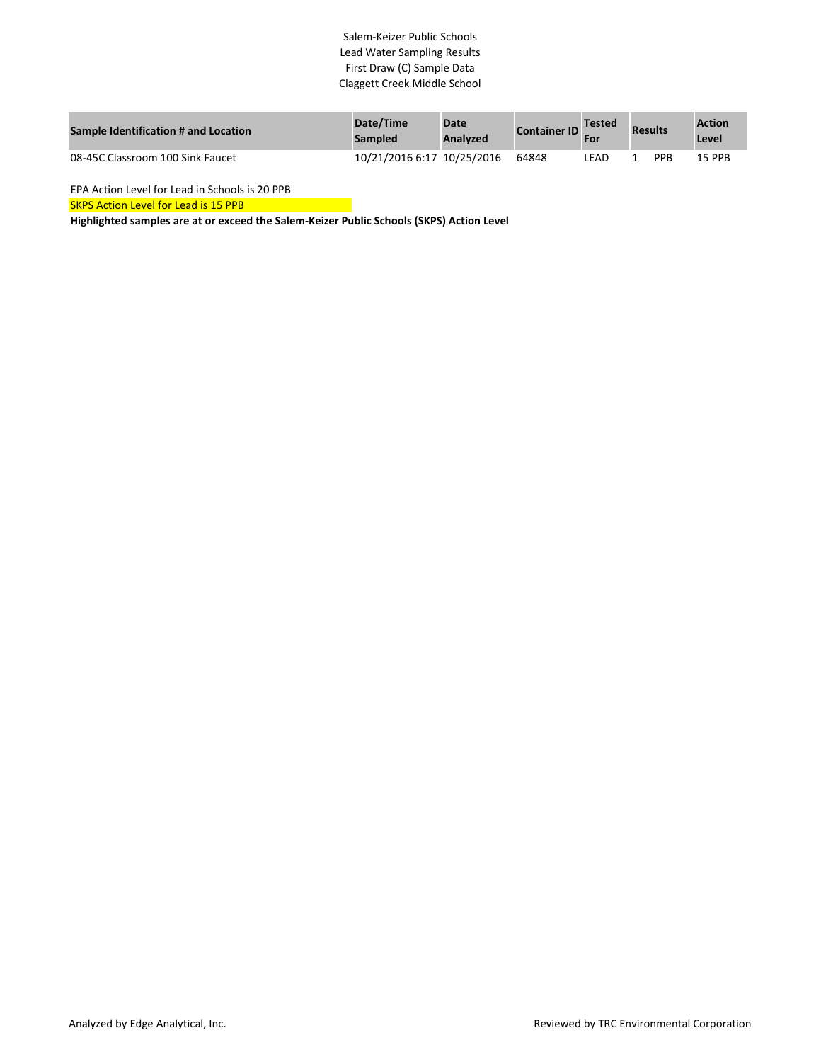Salem-Keizer Public Schools
Lead Water Sampling Results
First Draw (C) Sample Data
Claggett Creek Middle School

| Sample Identification # and Location | Date/Time Sampled | Date Analyzed | Container ID | Tested For | Results | | Action Level |
|---|---|---|---|---|---|---|---|
| 08-45C Classroom 100 Sink Faucet | 10/21/2016 6:17 | 10/25/2016 | 64848 | LEAD | 1 | PPB | 15 PPB |

EPA Action Level for Lead in Schools is 20 PPB

SKPS Action Level for Lead is 15 PPB

**Highlighted samples are at or exceed the Salem-Keizer Public Schools (SKPS) Action Level**

Analyzed by Edge Analytical, Inc.

Reviewed by TRC Environmental Corporation